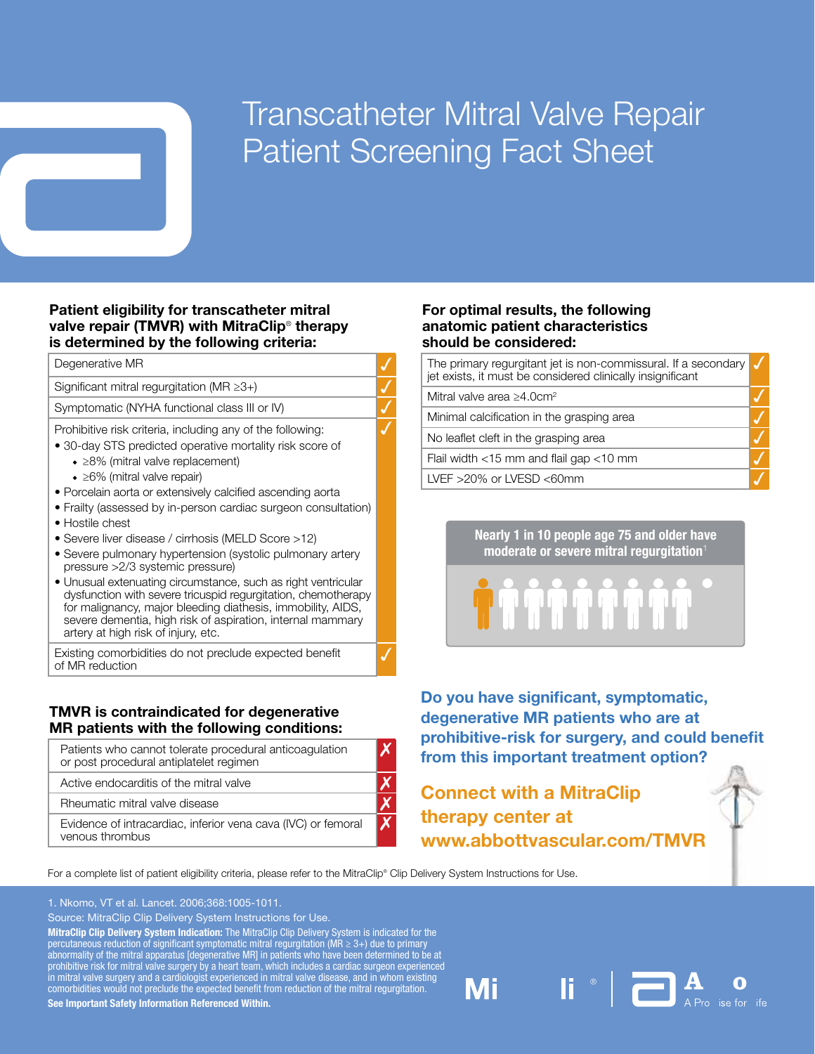# Transcatheter Mitral Valve Repair Patient Screening Fact Sheet

## Patient eligibility for transcatheter mitral valve repair (TMVR) with MitraClip® therapy is determined by the following criteria:

| Criteria | |
|---|---|
| Degenerative MR | ✓ |
| Significant mitral regurgitation (MR ≥3+) | ✓ |
| Symptomatic (NYHA functional class III or IV) | ✓ |
| Prohibitive risk criteria, including any of the following:<br>• 30-day STS predicted operative mortality risk score of<br>  ◆ ≥8% (mitral valve replacement)<br>  ◆ ≥6% (mitral valve repair)<br>• Porcelain aorta or extensively calcified ascending aorta<br>• Frailty (assessed by in-person cardiac surgeon consultation)<br>• Hostile chest<br>• Severe liver disease / cirrhosis (MELD Score >12)<br>• Severe pulmonary hypertension (systolic pulmonary artery pressure >2/3 systemic pressure)<br>• Unusual extenuating circumstance, such as right ventricular dysfunction with severe tricuspid regurgitation, chemotherapy for malignancy, major bleeding diathesis, immobility, AIDS, severe dementia, high risk of aspiration, internal mammary artery at high risk of injury, etc. | ✓ |
| Existing comorbidities do not preclude expected benefit of MR reduction | ✓ |

## TMVR is contraindicated for degenerative MR patients with the following conditions:

| Condition | |
|---|---|
| Patients who cannot tolerate procedural anticoagulation or post procedural antiplatelet regimen | ✗ |
| Active endocarditis of the mitral valve | ✗ |
| Rheumatic mitral valve disease | ✗ |
| Evidence of intracardiac, inferior vena cava (IVC) or femoral venous thrombus | ✗ |

## For optimal results, the following anatomic patient characteristics should be considered:

| Characteristic | |
|---|---|
| The primary regurgitant jet is non-commissural. If a secondary jet exists, it must be considered clinically insignificant | ✓ |
| Mitral valve area ≥4.0cm² | ✓ |
| Minimal calcification in the grasping area | ✓ |
| No leaflet cleft in the grasping area | ✓ |
| Flail width <15 mm and flail gap <10 mm | ✓ |
| LVEF >20% or LVESD <60mm | ✓ |

**Nearly 1 in 10 people age 75 and older have moderate or severe mitral regurgitation[1]**

**Do you have significant, symptomatic, degenerative MR patients who are at prohibitive-risk for surgery, and could benefit from this important treatment option?**

**Connect with a MitraClip therapy center at www.abbottvascular.com/TMVR**

For a complete list of patient eligibility criteria, please refer to the MitraClip® Clip Delivery System Instructions for Use.

1. Nkomo, VT et al. Lancet. 2006;368:1005-1011.

Source: MitraClip Clip Delivery System Instructions for Use.

**MitraClip Clip Delivery System Indication:** The MitraClip Clip Delivery System is indicated for the percutaneous reduction of significant symptomatic mitral regurgitation (MR ≥ 3+) due to primary abnormality of the mitral apparatus [degenerative MR] in patients who have been determined to be at prohibitive risk for mitral valve surgery by a heart team, which includes a cardiac surgeon experienced in mitral valve surgery and a cardiologist experienced in mitral valve disease, and in whom existing comorbidities would not preclude the expected benefit from reduction of the mitral regurgitation.

**See Important Safety Information Referenced Within.**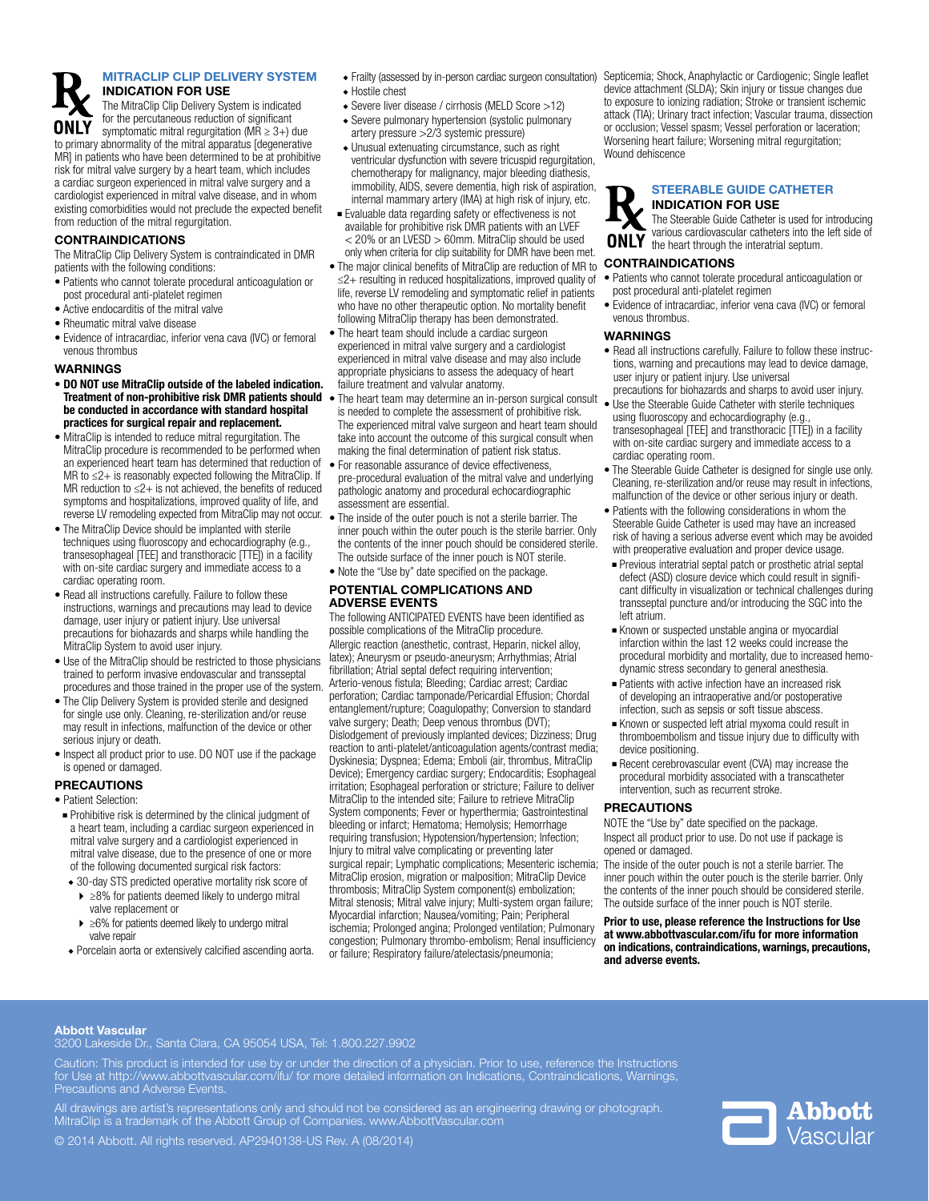## MITRACLIP CLIP DELIVERY SYSTEM

### INDICATION FOR USE

The MitraClip Clip Delivery System is indicated for the percutaneous reduction of significant symptomatic mitral regurgitation (MR ≥ 3+) due to primary abnormality of the mitral apparatus [degenerative MR] in patients who have been determined to be at prohibitive risk for mitral valve surgery by a heart team, which includes a cardiac surgeon experienced in mitral valve surgery and a cardiologist experienced in mitral valve disease, and in whom existing comorbidities would not preclude the expected benefit from reduction of the mitral regurgitation.

### CONTRAINDICATIONS

The MitraClip Clip Delivery System is contraindicated in DMR patients with the following conditions:

- Patients who cannot tolerate procedural anticoagulation or post procedural anti-platelet regimen
- Active endocarditis of the mitral valve
- Rheumatic mitral valve disease
- Evidence of intracardiac, inferior vena cava (IVC) or femoral venous thrombus

### WARNINGS

- **DO NOT use MitraClip outside of the labeled indication. Treatment of non-prohibitive risk DMR patients should be conducted in accordance with standard hospital practices for surgical repair and replacement.**
- MitraClip is intended to reduce mitral regurgitation. The MitraClip procedure is recommended to be performed when an experienced heart team has determined that reduction of MR to ≤2+ is reasonably expected following the MitraClip. If MR reduction to ≤2+ is not achieved, the benefits of reduced symptoms and hospitalizations, improved quality of life, and reverse LV remodeling expected from MitraClip may not occur.
- The MitraClip Device should be implanted with sterile techniques using fluoroscopy and echocardiography (e.g., transesophageal [TEE] and transthoracic [TTE]) in a facility with on-site cardiac surgery and immediate access to a cardiac operating room.
- Read all instructions carefully. Failure to follow these instructions, warnings and precautions may lead to device damage, user injury or patient injury. Use universal precautions for biohazards and sharps while handling the MitraClip System to avoid user injury.
- Use of the MitraClip should be restricted to those physicians trained to perform invasive endovascular and transseptal procedures and those trained in the proper use of the system.
- The Clip Delivery System is provided sterile and designed for single use only. Cleaning, re-sterilization and/or reuse may result in infections, malfunction of the device or other serious injury or death.
- Inspect all product prior to use. DO NOT use if the package is opened or damaged.

### PRECAUTIONS

- Patient Selection:
  - Prohibitive risk is determined by the clinical judgment of a heart team, including a cardiac surgeon experienced in mitral valve surgery and a cardiologist experienced in mitral valve disease, due to the presence of one or more of the following documented surgical risk factors:
    - 30-day STS predicted operative mortality risk score of
      - ≥8% for patients deemed likely to undergo mitral valve replacement or
      - ≥6% for patients deemed likely to undergo mitral valve repair
    - Porcelain aorta or extensively calcified ascending aorta.
    - Frailty (assessed by in-person cardiac surgeon consultation)
    - Hostile chest
    - Severe liver disease / cirrhosis (MELD Score >12)
    - Severe pulmonary hypertension (systolic pulmonary artery pressure >2/3 systemic pressure)
    - Unusual extenuating circumstance, such as right ventricular dysfunction with severe tricuspid regurgitation, chemotherapy for malignancy, major bleeding diathesis, immobility, AIDS, severe dementia, high risk of aspiration, internal mammary artery (IMA) at high risk of injury, etc.
  - Evaluable data regarding safety or effectiveness is not available for prohibitive risk DMR patients with an LVEF < 20% or an LVESD > 60mm. MitraClip should be used only when criteria for clip suitability for DMR have been met.
- The major clinical benefits of MitraClip are reduction of MR to ≤2+ resulting in reduced hospitalizations, improved quality of life, reverse LV remodeling and symptomatic relief in patients who have no other therapeutic option. No mortality benefit following MitraClip therapy has been demonstrated.
- The heart team should include a cardiac surgeon experienced in mitral valve surgery and a cardiologist experienced in mitral valve disease and may also include appropriate physicians to assess the adequacy of heart failure treatment and valvular anatomy.
- The heart team may determine an in-person surgical consult is needed to complete the assessment of prohibitive risk. The experienced mitral valve surgeon and heart team should take into account the outcome of this surgical consult when making the final determination of patient risk status.
- For reasonable assurance of device effectiveness, pre-procedural evaluation of the mitral valve and underlying pathologic anatomy and procedural echocardiographic assessment are essential.
- The inside of the outer pouch is not a sterile barrier. The inner pouch within the outer pouch is the sterile barrier. Only the contents of the inner pouch should be considered sterile. The outside surface of the inner pouch is NOT sterile.
- Note the "Use by" date specified on the package.

### POTENTIAL COMPLICATIONS AND ADVERSE EVENTS

The following ANTICIPATED EVENTS have been identified as possible complications of the MitraClip procedure.

Allergic reaction (anesthetic, contrast, Heparin, nickel alloy, latex); Aneurysm or pseudo-aneurysm; Arrhythmias; Atrial fibrillation; Atrial septal defect requiring intervention; Arterio-venous fistula; Bleeding; Cardiac arrest; Cardiac perforation; Cardiac tamponade/Pericardial Effusion; Chordal entanglement/rupture; Coagulopathy; Conversion to standard valve surgery; Death; Deep venous thrombus (DVT); Dislodgement of previously implanted devices; Dizziness; Drug reaction to anti-platelet/anticoagulation agents/contrast media; Dyskinesia; Dyspnea; Edema; Emboli (air, thrombus, MitraClip Device); Emergency cardiac surgery; Endocarditis; Esophageal irritation; Esophageal perforation or stricture; Failure to deliver MitraClip to the intended site; Failure to retrieve MitraClip System components; Fever or hyperthermia; Gastrointestinal bleeding or infarct; Hematoma; Hemolysis; Hemorrhage requiring transfusion; Hypotension/hypertension; Infection; Injury to mitral valve complicating or preventing later surgical repair; Lymphatic complications; Mesenteric ischemia; MitraClip erosion, migration or malposition; MitraClip Device thrombosis; MitraClip System component(s) embolization; Mitral stenosis; Mitral valve injury; Multi-system organ failure; Myocardial infarction; Nausea/vomiting; Pain; Peripheral ischemia; Prolonged angina; Prolonged ventilation; Pulmonary congestion; Pulmonary thrombo-embolism; Renal insufficiency or failure; Respiratory failure/atelectasis/pneumonia; Septicemia; Shock, Anaphylactic or Cardiogenic; Single leaflet device attachment (SLDA); Skin injury or tissue changes due to exposure to ionizing radiation; Stroke or transient ischemic attack (TIA); Urinary tract infection; Vascular trauma, dissection or occlusion; Vessel spasm; Vessel perforation or laceration; Worsening heart failure; Worsening mitral regurgitation; Wound dehiscence

## STEERABLE GUIDE CATHETER

### INDICATION FOR USE

The Steerable Guide Catheter is used for introducing various cardiovascular catheters into the left side of the heart through the interatrial septum.

### CONTRAINDICATIONS

- Patients who cannot tolerate procedural anticoagulation or post procedural anti-platelet regimen
- Evidence of intracardiac, inferior vena cava (IVC) or femoral venous thrombus.

### WARNINGS

- Read all instructions carefully. Failure to follow these instructions, warning and precautions may lead to device damage, user injury or patient injury. Use universal precautions for biohazards and sharps to avoid user injury.
- Use the Steerable Guide Catheter with sterile techniques using fluoroscopy and echocardiography (e.g., transesophageal [TEE] and transthoracic [TTE]) in a facility with on-site cardiac surgery and immediate access to a cardiac operating room.
- The Steerable Guide Catheter is designed for single use only. Cleaning, re-sterilization and/or reuse may result in infections, malfunction of the device or other serious injury or death.
- Patients with the following considerations in whom the Steerable Guide Catheter is used may have an increased risk of having a serious adverse event which may be avoided with preoperative evaluation and proper device usage.
  - Previous interatrial septal patch or prosthetic atrial septal defect (ASD) closure device which could result in significant difficulty in visualization or technical challenges during transseptal puncture and/or introducing the SGC into the left atrium.
  - Known or suspected unstable angina or myocardial infarction within the last 12 weeks could increase the procedural morbidity and mortality, due to increased hemodynamic stress secondary to general anesthesia.
  - Patients with active infection have an increased risk of developing an intraoperative and/or postoperative infection, such as sepsis or soft tissue abscess.
  - Known or suspected left atrial myxoma could result in thromboembolism and tissue injury due to difficulty with device positioning.
  - Recent cerebrovascular event (CVA) may increase the procedural morbidity associated with a transcatheter intervention, such as recurrent stroke.

### PRECAUTIONS

NOTE the "Use by" date specified on the package.

Inspect all product prior to use. Do not use if package is opened or damaged.

The inside of the outer pouch is not a sterile barrier. The inner pouch within the outer pouch is the sterile barrier. Only the contents of the inner pouch should be considered sterile. The outside surface of the inner pouch is NOT sterile.

**Prior to use, please reference the Instructions for Use at www.abbottvascular.com/ifu for more information on indications, contraindications, warnings, precautions, and adverse events.**

**Abbott Vascular**
3200 Lakeside Dr., Santa Clara, CA 95054 USA, Tel: 1.800.227.9902

Caution: This product is intended for use by or under the direction of a physician. Prior to use, reference the Instructions for Use at http://www.abbottvascular.com/ifu/ for more detailed information on Indications, Contraindications, Warnings, Precautions and Adverse Events.

All drawings are artist's representations only and should not be considered as an engineering drawing or photograph. MitraClip is a trademark of the Abbott Group of Companies. www.AbbottVascular.com

© 2014 Abbott. All rights reserved. AP2940138-US Rev. A (08/2014)

Abbott Vascular